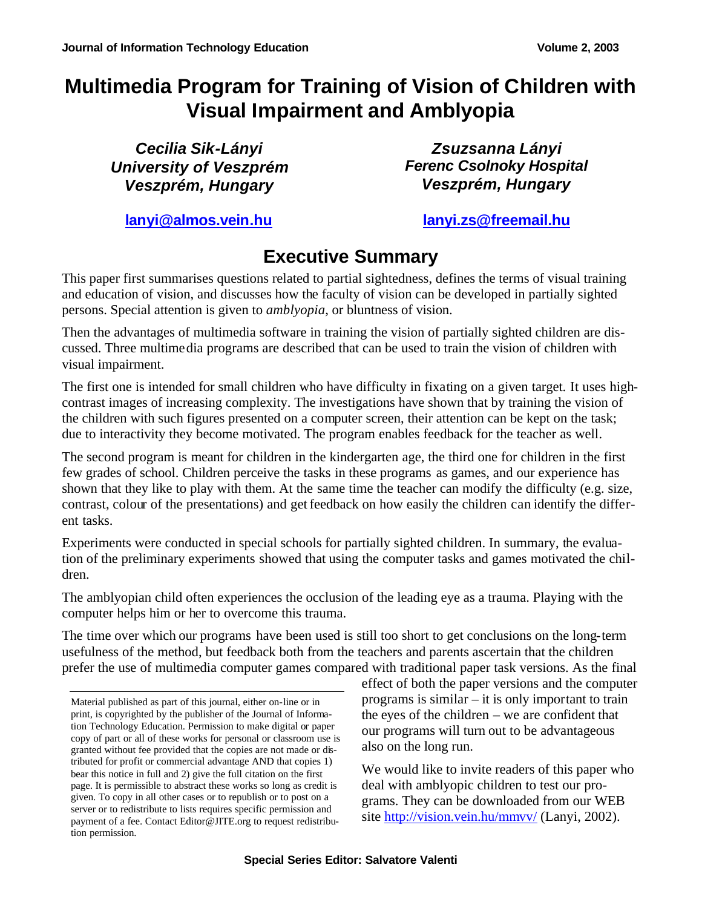# Multimedia Program for Training of Vision of Children with Visual Impairment and Amblyopia

***Cecilia Sik-Lányi***
***University of Veszprém***
***Veszprém, Hungary***

**lanyi@almos.vein.hu**

***Zsuzsanna Lányi***
***Ferenc Csolnoky Hospital***
***Veszprém, Hungary***

**lanyi.zs@freemail.hu**

## Executive Summary

This paper first summarises questions related to partial sightedness, defines the terms of visual training and education of vision, and discusses how the faculty of vision can be developed in partially sighted persons. Special attention is given to *amblyopia*, or bluntness of vision.

Then the advantages of multimedia software in training the vision of partially sighted children are discussed. Three multimedia programs are described that can be used to train the vision of children with visual impairment.

The first one is intended for small children who have difficulty in fixating on a given target. It uses high-contrast images of increasing complexity. The investigations have shown that by training the vision of the children with such figures presented on a computer screen, their attention can be kept on the task; due to interactivity they become motivated. The program enables feedback for the teacher as well.

The second program is meant for children in the kindergarten age, the third one for children in the first few grades of school. Children perceive the tasks in these programs as games, and our experience has shown that they like to play with them. At the same time the teacher can modify the difficulty (e.g. size, contrast, colour of the presentations) and get feedback on how easily the children can identify the different tasks.

Experiments were conducted in special schools for partially sighted children. In summary, the evaluation of the preliminary experiments showed that using the computer tasks and games motivated the children.

The amblyopian child often experiences the occlusion of the leading eye as a trauma. Playing with the computer helps him or her to overcome this trauma.

The time over which our programs have been used is still too short to get conclusions on the long-term usefulness of the method, but feedback both from the teachers and parents ascertain that the children prefer the use of multimedia computer games compared with traditional paper task versions. As the final effect of both the paper versions and the computer programs is similar – it is only important to train the eyes of the children – we are confident that our programs will turn out to be advantageous also on the long run.

We would like to invite readers of this paper who deal with amblyopic children to test our programs. They can be downloaded from our WEB site http://vision.vein.hu/mmvv/ (Lanyi, 2002).

Material published as part of this journal, either on-line or in print, is copyrighted by the publisher of the Journal of Information Technology Education. Permission to make digital or paper copy of part or all of these works for personal or classroom use is granted without fee provided that the copies are not made or distributed for profit or commercial advantage AND that copies 1) bear this notice in full and 2) give the full citation on the first page. It is permissible to abstract these works so long as credit is given. To copy in all other cases or to republish or to post on a server or to redistribute to lists requires specific permission and payment of a fee. Contact Editor@JITE.org to request redistribution permission.

**Special Series Editor: Salvatore Valenti**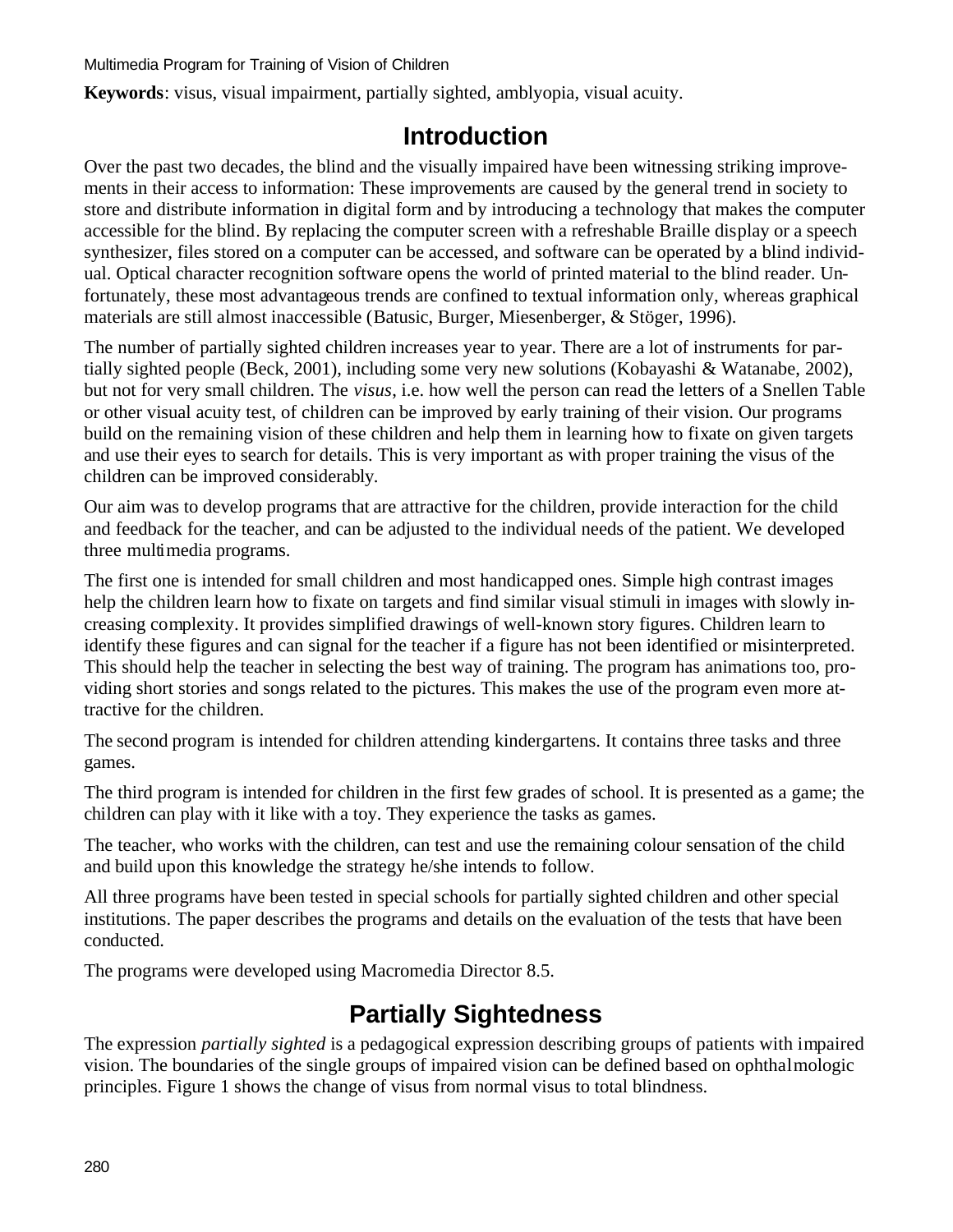**Keywords**: visus, visual impairment, partially sighted, amblyopia, visual acuity.

## Introduction

Over the past two decades, the blind and the visually impaired have been witnessing striking improvements in their access to information: These improvements are caused by the general trend in society to store and distribute information in digital form and by introducing a technology that makes the computer accessible for the blind. By replacing the computer screen with a refreshable Braille display or a speech synthesizer, files stored on a computer can be accessed, and software can be operated by a blind individual. Optical character recognition software opens the world of printed material to the blind reader. Unfortunately, these most advantageous trends are confined to textual information only, whereas graphical materials are still almost inaccessible (Batusic, Burger, Miesenberger, & Stöger, 1996).

The number of partially sighted children increases year to year. There are a lot of instruments for partially sighted people (Beck, 2001), including some very new solutions (Kobayashi & Watanabe, 2002), but not for very small children. The *visus*, i.e. how well the person can read the letters of a Snellen Table or other visual acuity test, of children can be improved by early training of their vision. Our programs build on the remaining vision of these children and help them in learning how to fixate on given targets and use their eyes to search for details. This is very important as with proper training the visus of the children can be improved considerably.

Our aim was to develop programs that are attractive for the children, provide interaction for the child and feedback for the teacher, and can be adjusted to the individual needs of the patient. We developed three multimedia programs.

The first one is intended for small children and most handicapped ones. Simple high contrast images help the children learn how to fixate on targets and find similar visual stimuli in images with slowly increasing complexity. It provides simplified drawings of well-known story figures. Children learn to identify these figures and can signal for the teacher if a figure has not been identified or misinterpreted. This should help the teacher in selecting the best way of training. The program has animations too, providing short stories and songs related to the pictures. This makes the use of the program even more attractive for the children.

The second program is intended for children attending kindergartens. It contains three tasks and three games.

The third program is intended for children in the first few grades of school. It is presented as a game; the children can play with it like with a toy. They experience the tasks as games.

The teacher, who works with the children, can test and use the remaining colour sensation of the child and build upon this knowledge the strategy he/she intends to follow.

All three programs have been tested in special schools for partially sighted children and other special institutions. The paper describes the programs and details on the evaluation of the tests that have been conducted.

The programs were developed using Macromedia Director 8.5.

## Partially Sightedness

The expression *partially sighted* is a pedagogical expression describing groups of patients with impaired vision. The boundaries of the single groups of impaired vision can be defined based on ophthalmologic principles. Figure 1 shows the change of visus from normal visus to total blindness.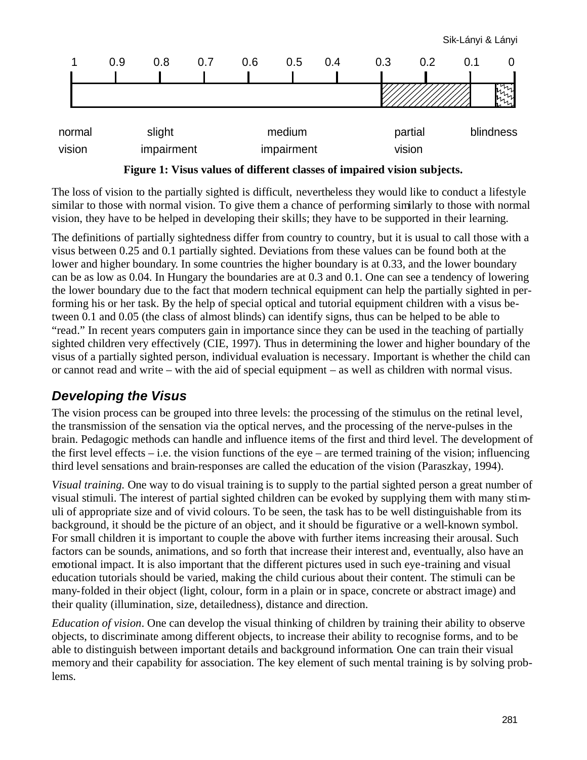1 0.9 0.8 0.7 0.6 0.5 0.4 0.3 0.2 0.1 0

normal vision — slight impairment — medium impairment — partial vision — blindness

**Figure 1: Visus values of different classes of impaired vision subjects.**

The loss of vision to the partially sighted is difficult, nevertheless they would like to conduct a lifestyle similar to those with normal vision. To give them a chance of performing similarly to those with normal vision, they have to be helped in developing their skills; they have to be supported in their learning.

The definitions of partially sightedness differ from country to country, but it is usual to call those with a visus between 0.25 and 0.1 partially sighted. Deviations from these values can be found both at the lower and higher boundary. In some countries the higher boundary is at 0.33, and the lower boundary can be as low as 0.04. In Hungary the boundaries are at 0.3 and 0.1. One can see a tendency of lowering the lower boundary due to the fact that modern technical equipment can help the partially sighted in performing his or her task. By the help of special optical and tutorial equipment children with a visus between 0.1 and 0.05 (the class of almost blinds) can identify signs, thus can be helped to be able to "read." In recent years computers gain in importance since they can be used in the teaching of partially sighted children very effectively (CIE, 1997). Thus in determining the lower and higher boundary of the visus of a partially sighted person, individual evaluation is necessary. Important is whether the child can or cannot read and write – with the aid of special equipment – as well as children with normal visus.

## *Developing the Visus*

The vision process can be grouped into three levels: the processing of the stimulus on the retinal level, the transmission of the sensation via the optical nerves, and the processing of the nerve-pulses in the brain. Pedagogic methods can handle and influence items of the first and third level. The development of the first level effects – i.e. the vision functions of the eye – are termed training of the vision; influencing third level sensations and brain-responses are called the education of the vision (Paraszkay, 1994).

*Visual training.* One way to do visual training is to supply to the partial sighted person a great number of visual stimuli. The interest of partial sighted children can be evoked by supplying them with many stimuli of appropriate size and of vivid colours. To be seen, the task has to be well distinguishable from its background, it should be the picture of an object, and it should be figurative or a well-known symbol. For small children it is important to couple the above with further items increasing their arousal. Such factors can be sounds, animations, and so forth that increase their interest and, eventually, also have an emotional impact. It is also important that the different pictures used in such eye-training and visual education tutorials should be varied, making the child curious about their content. The stimuli can be many-folded in their object (light, colour, form in a plain or in space, concrete or abstract image) and their quality (illumination, size, detailedness), distance and direction.

*Education of vision*. One can develop the visual thinking of children by training their ability to observe objects, to discriminate among different objects, to increase their ability to recognise forms, and to be able to distinguish between important details and background information. One can train their visual memory and their capability for association. The key element of such mental training is by solving problems.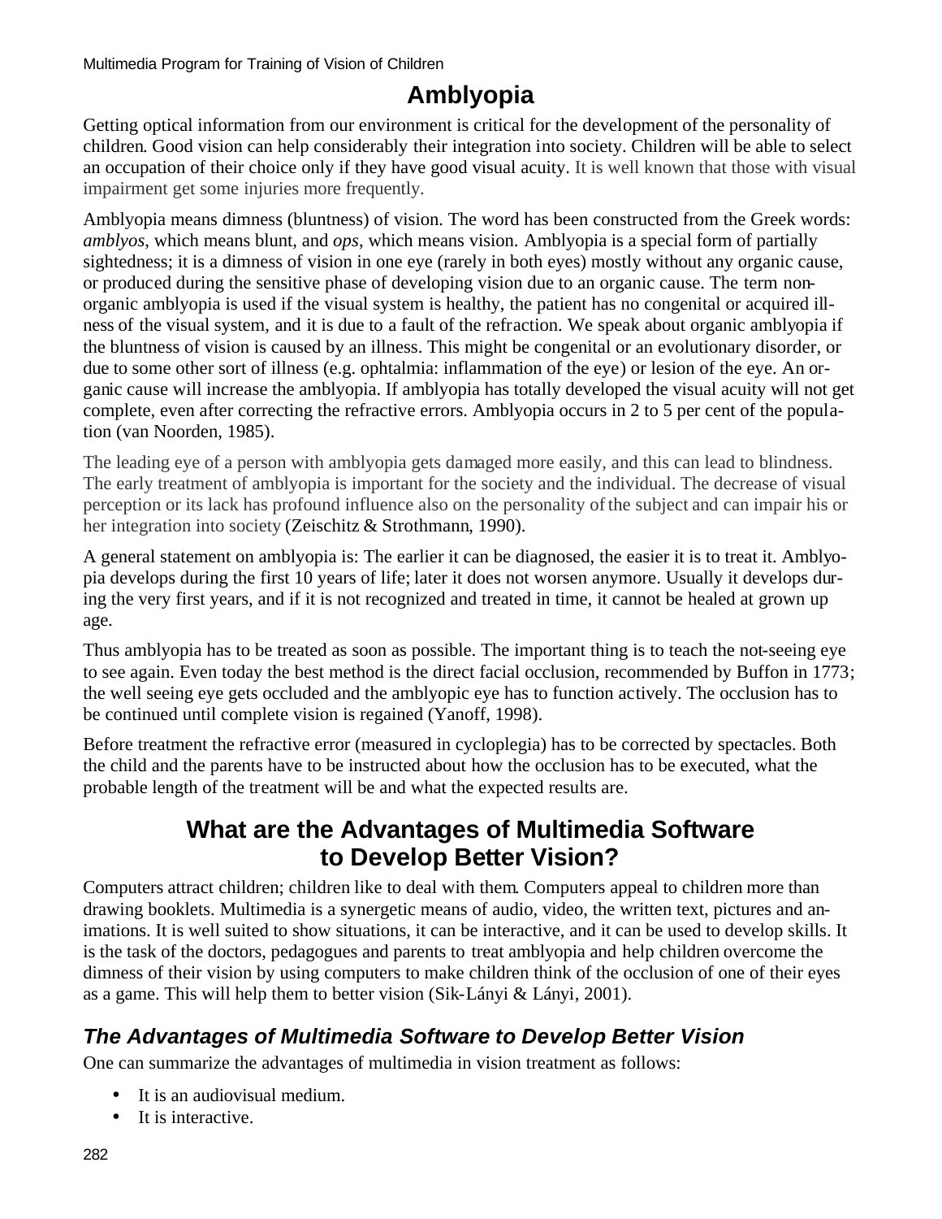## Amblyopia

Getting optical information from our environment is critical for the development of the personality of children. Good vision can help considerably their integration into society. Children will be able to select an occupation of their choice only if they have good visual acuity. It is well known that those with visual impairment get some injuries more frequently.

Amblyopia means dimness (bluntness) of vision. The word has been constructed from the Greek words: *amblyos*, which means blunt, and *ops*, which means vision. Amblyopia is a special form of partially sightedness; it is a dimness of vision in one eye (rarely in both eyes) mostly without any organic cause, or produced during the sensitive phase of developing vision due to an organic cause. The term non-organic amblyopia is used if the visual system is healthy, the patient has no congenital or acquired illness of the visual system, and it is due to a fault of the refraction. We speak about organic amblyopia if the bluntness of vision is caused by an illness. This might be congenital or an evolutionary disorder, or due to some other sort of illness (e.g. ophtalmia: inflammation of the eye) or lesion of the eye. An organic cause will increase the amblyopia. If amblyopia has totally developed the visual acuity will not get complete, even after correcting the refractive errors. Amblyopia occurs in 2 to 5 per cent of the population (van Noorden, 1985).

The leading eye of a person with amblyopia gets damaged more easily, and this can lead to blindness. The early treatment of amblyopia is important for the society and the individual. The decrease of visual perception or its lack has profound influence also on the personality of the subject and can impair his or her integration into society (Zeischitz & Strothmann, 1990).

A general statement on amblyopia is: The earlier it can be diagnosed, the easier it is to treat it. Amblyopia develops during the first 10 years of life; later it does not worsen anymore. Usually it develops during the very first years, and if it is not recognized and treated in time, it cannot be healed at grown up age.

Thus amblyopia has to be treated as soon as possible. The important thing is to teach the not-seeing eye to see again. Even today the best method is the direct facial occlusion, recommended by Buffon in 1773; the well seeing eye gets occluded and the amblyopic eye has to function actively. The occlusion has to be continued until complete vision is regained (Yanoff, 1998).

Before treatment the refractive error (measured in cycloplegia) has to be corrected by spectacles. Both the child and the parents have to be instructed about how the occlusion has to be executed, what the probable length of the treatment will be and what the expected results are.

## What are the Advantages of Multimedia Software to Develop Better Vision?

Computers attract children; children like to deal with them. Computers appeal to children more than drawing booklets. Multimedia is a synergetic means of audio, video, the written text, pictures and animations. It is well suited to show situations, it can be interactive, and it can be used to develop skills. It is the task of the doctors, pedagogues and parents to treat amblyopia and help children overcome the dimness of their vision by using computers to make children think of the occlusion of one of their eyes as a game. This will help them to better vision (Sik-Lányi & Lányi, 2001).

### *The Advantages of Multimedia Software to Develop Better Vision*

One can summarize the advantages of multimedia in vision treatment as follows:

- It is an audiovisual medium.
- It is interactive.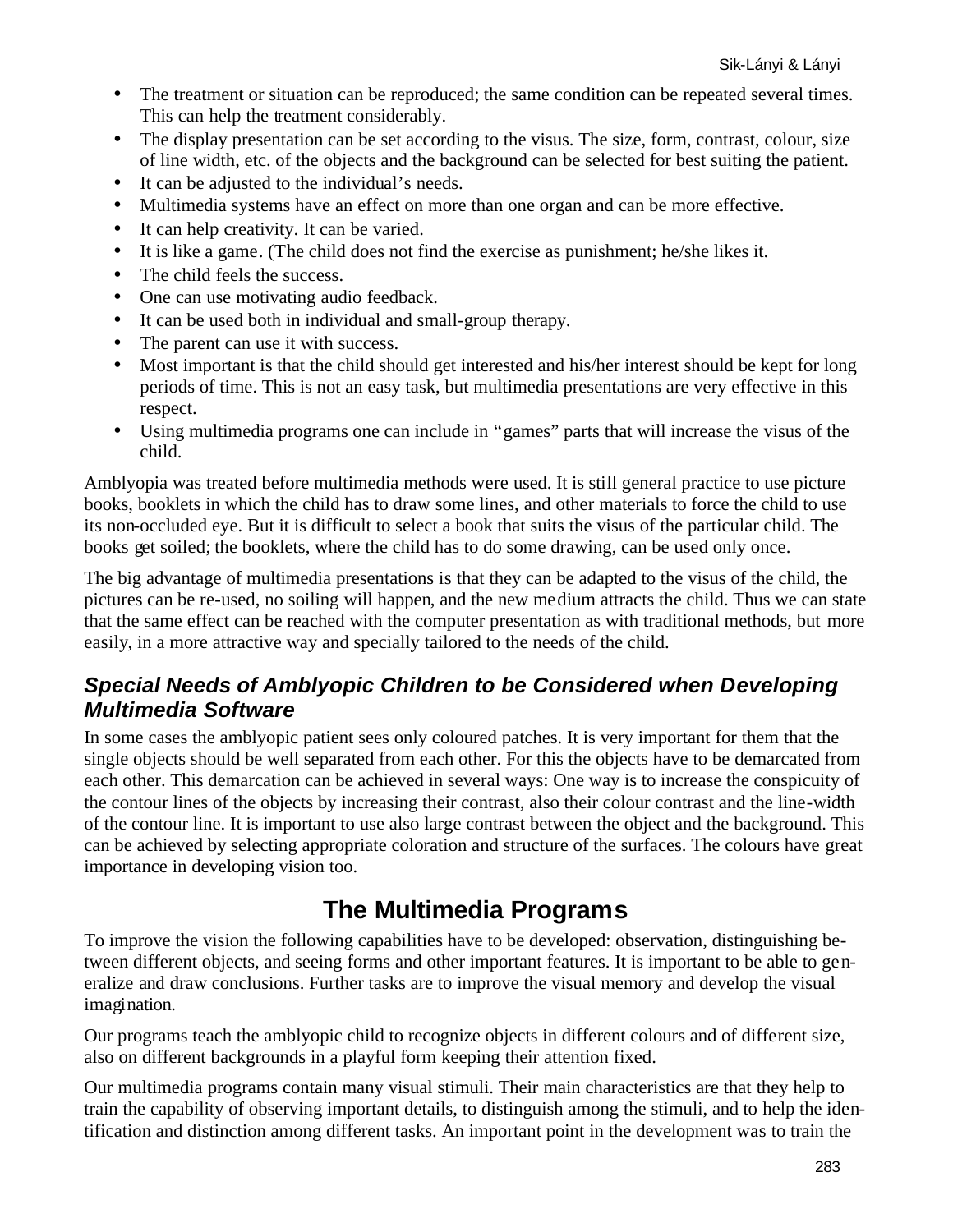- The treatment or situation can be reproduced; the same condition can be repeated several times. This can help the treatment considerably.
- The display presentation can be set according to the visus. The size, form, contrast, colour, size of line width, etc. of the objects and the background can be selected for best suiting the patient.
- It can be adjusted to the individual's needs.
- Multimedia systems have an effect on more than one organ and can be more effective.
- It can help creativity. It can be varied.
- It is like a game. (The child does not find the exercise as punishment; he/she likes it.
- The child feels the success.
- One can use motivating audio feedback.
- It can be used both in individual and small-group therapy.
- The parent can use it with success.
- Most important is that the child should get interested and his/her interest should be kept for long periods of time. This is not an easy task, but multimedia presentations are very effective in this respect.
- Using multimedia programs one can include in "games" parts that will increase the visus of the child.

Amblyopia was treated before multimedia methods were used. It is still general practice to use picture books, booklets in which the child has to draw some lines, and other materials to force the child to use its non-occluded eye. But it is difficult to select a book that suits the visus of the particular child. The books get soiled; the booklets, where the child has to do some drawing, can be used only once.

The big advantage of multimedia presentations is that they can be adapted to the visus of the child, the pictures can be re-used, no soiling will happen, and the new medium attracts the child. Thus we can state that the same effect can be reached with the computer presentation as with traditional methods, but more easily, in a more attractive way and specially tailored to the needs of the child.

### *Special Needs of Amblyopic Children to be Considered when Developing Multimedia Software*

In some cases the amblyopic patient sees only coloured patches. It is very important for them that the single objects should be well separated from each other. For this the objects have to be demarcated from each other. This demarcation can be achieved in several ways: One way is to increase the conspicuity of the contour lines of the objects by increasing their contrast, also their colour contrast and the line-width of the contour line. It is important to use also large contrast between the object and the background. This can be achieved by selecting appropriate coloration and structure of the surfaces. The colours have great importance in developing vision too.

## The Multimedia Programs

To improve the vision the following capabilities have to be developed: observation, distinguishing between different objects, and seeing forms and other important features. It is important to be able to generalize and draw conclusions. Further tasks are to improve the visual memory and develop the visual imagination.

Our programs teach the amblyopic child to recognize objects in different colours and of different size, also on different backgrounds in a playful form keeping their attention fixed.

Our multimedia programs contain many visual stimuli. Their main characteristics are that they help to train the capability of observing important details, to distinguish among the stimuli, and to help the identification and distinction among different tasks. An important point in the development was to train the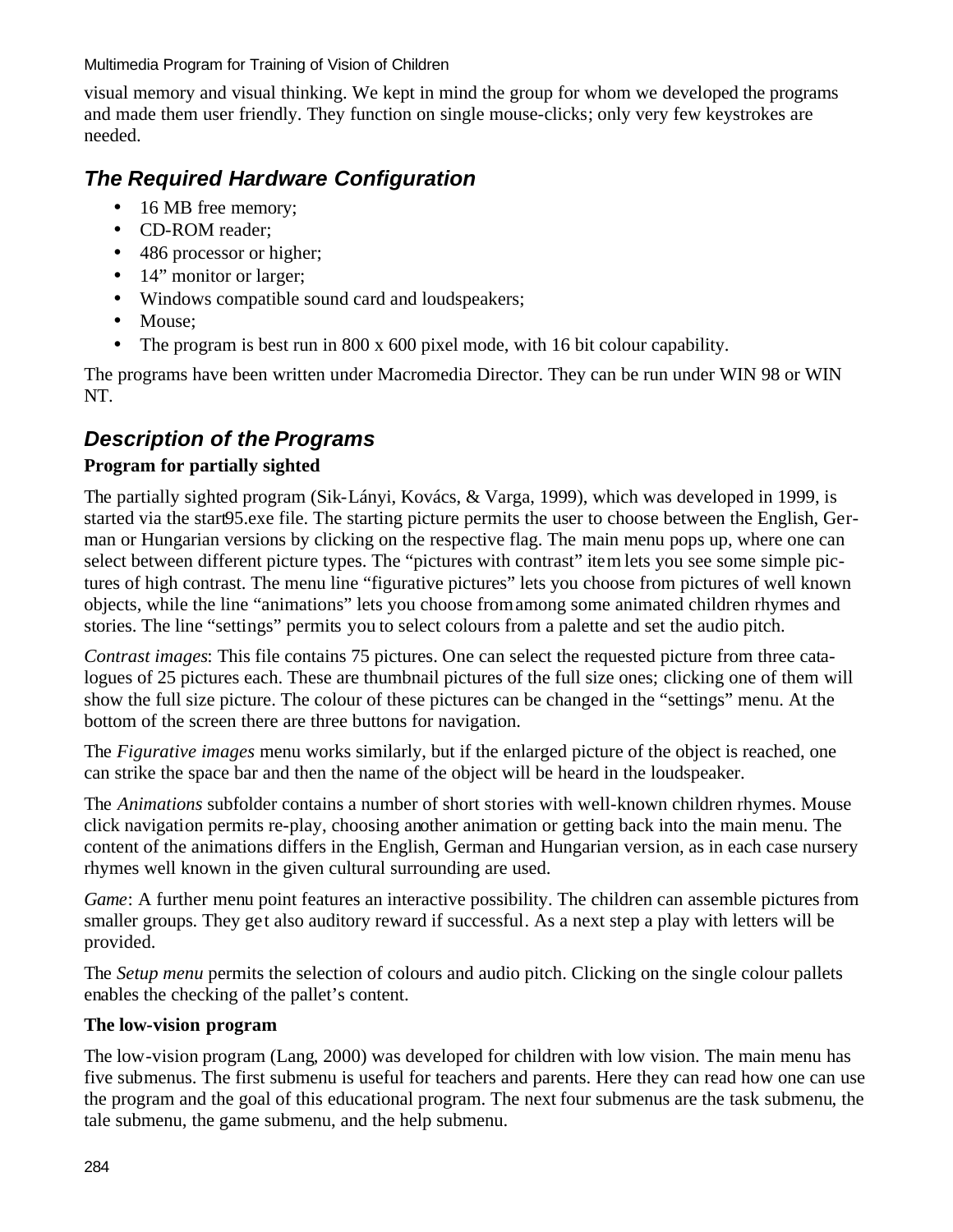visual memory and visual thinking. We kept in mind the group for whom we developed the programs and made them user friendly. They function on single mouse-clicks; only very few keystrokes are needed.

## *The Required Hardware Configuration*

- 16 MB free memory;
- CD-ROM reader;
- 486 processor or higher;
- 14" monitor or larger;
- Windows compatible sound card and loudspeakers;
- Mouse;
- The program is best run in 800 x 600 pixel mode, with 16 bit colour capability.

The programs have been written under Macromedia Director. They can be run under WIN 98 or WIN NT.

## *Description of the Programs*

### Program for partially sighted

The partially sighted program (Sik-Lányi, Kovács, & Varga, 1999), which was developed in 1999, is started via the start95.exe file. The starting picture permits the user to choose between the English, German or Hungarian versions by clicking on the respective flag. The main menu pops up, where one can select between different picture types. The "pictures with contrast" item lets you see some simple pictures of high contrast. The menu line "figurative pictures" lets you choose from pictures of well known objects, while the line "animations" lets you choose from among some animated children rhymes and stories. The line "settings" permits you to select colours from a palette and set the audio pitch.

*Contrast images*: This file contains 75 pictures. One can select the requested picture from three catalogues of 25 pictures each. These are thumbnail pictures of the full size ones; clicking one of them will show the full size picture. The colour of these pictures can be changed in the "settings" menu. At the bottom of the screen there are three buttons for navigation.

The *Figurative images* menu works similarly, but if the enlarged picture of the object is reached, one can strike the space bar and then the name of the object will be heard in the loudspeaker.

The *Animations* subfolder contains a number of short stories with well-known children rhymes. Mouse click navigation permits re-play, choosing another animation or getting back into the main menu. The content of the animations differs in the English, German and Hungarian version, as in each case nursery rhymes well known in the given cultural surrounding are used.

*Game*: A further menu point features an interactive possibility. The children can assemble pictures from smaller groups. They get also auditory reward if successful. As a next step a play with letters will be provided.

The *Setup menu* permits the selection of colours and audio pitch. Clicking on the single colour pallets enables the checking of the pallet's content.

### The low-vision program

The low-vision program (Lang, 2000) was developed for children with low vision. The main menu has five submenus. The first submenu is useful for teachers and parents. Here they can read how one can use the program and the goal of this educational program. The next four submenus are the task submenu, the tale submenu, the game submenu, and the help submenu.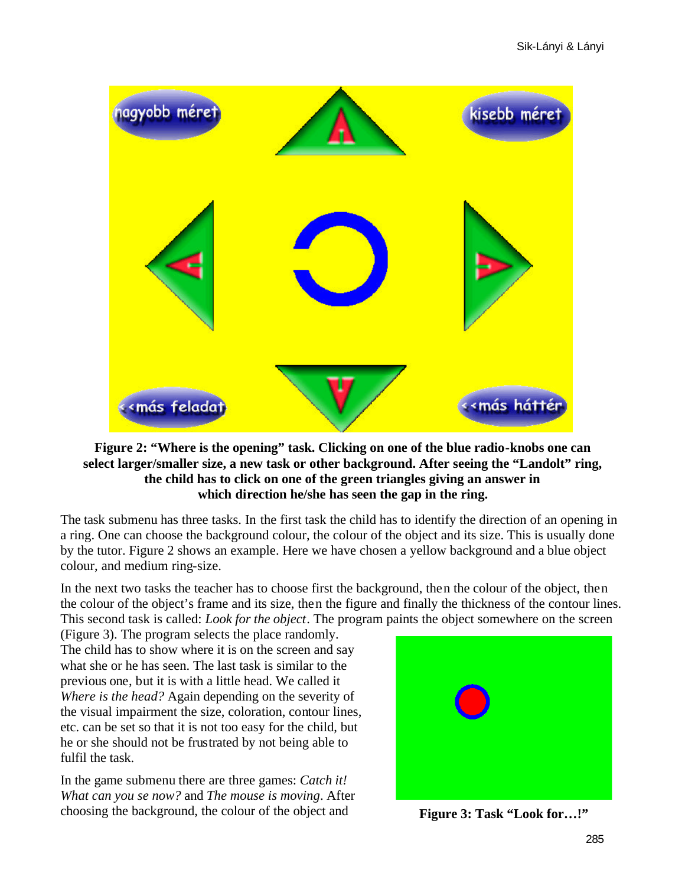**Figure 2: "Where is the opening" task. Clicking on one of the blue radio-knobs one can select larger/smaller size, a new task or other background. After seeing the "Landolt" ring, the child has to click on one of the green triangles giving an answer in which direction he/she has seen the gap in the ring.**

The task submenu has three tasks. In the first task the child has to identify the direction of an opening in a ring. One can choose the background colour, the colour of the object and its size. This is usually done by the tutor. Figure 2 shows an example. Here we have chosen a yellow background and a blue object colour, and medium ring-size.

In the next two tasks the teacher has to choose first the background, then the colour of the object, then the colour of the object's frame and its size, then the figure and finally the thickness of the contour lines. This second task is called: *Look for the object*. The program paints the object somewhere on the screen (Figure 3). The program selects the place randomly. The child has to show where it is on the screen and say what she or he has seen. The last task is similar to the previous one, but it is with a little head. We called it *Where is the head?* Again depending on the severity of the visual impairment the size, coloration, contour lines, etc. can be set so that it is not too easy for the child, but he or she should not be frustrated by not being able to fulfil the task.

**Figure 3: Task "Look for…!"**

In the game submenu there are three games: *Catch it! What can you se now?* and *The mouse is moving*. After choosing the background, the colour of the object and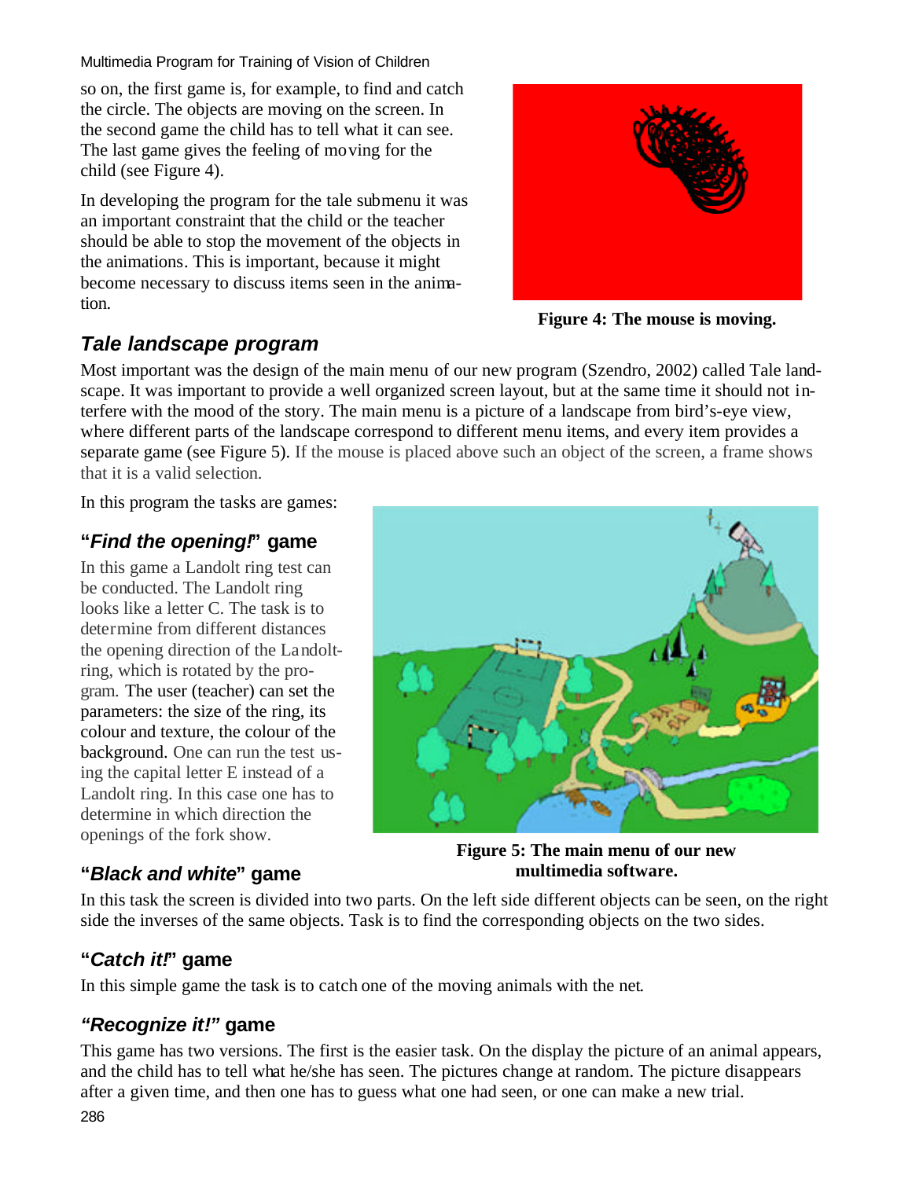so on, the first game is, for example, to find and catch the circle. The objects are moving on the screen. In the second game the child has to tell what it can see. The last game gives the feeling of moving for the child (see Figure 4).

In developing the program for the tale submenu it was an important constraint that the child or the teacher should be able to stop the movement of the objects in the animations. This is important, because it might become necessary to discuss items seen in the animation.

**Figure 4: The mouse is moving.**

## *Tale landscape program*

Most important was the design of the main menu of our new program (Szendro, 2002) called Tale landscape. It was important to provide a well organized screen layout, but at the same time it should not interfere with the mood of the story. The main menu is a picture of a landscape from bird's-eye view, where different parts of the landscape correspond to different menu items, and every item provides a separate game (see Figure 5). If the mouse is placed above such an object of the screen, a frame shows that it is a valid selection.

In this program the tasks are games:

### "*Find the opening!*" game

In this game a Landolt ring test can be conducted. The Landolt ring looks like a letter C. The task is to determine from different distances the opening direction of the Landolt-ring, which is rotated by the program. The user (teacher) can set the parameters: the size of the ring, its colour and texture, the colour of the background. One can run the test using the capital letter E instead of a Landolt ring. In this case one has to determine in which direction the openings of the fork show.

**Figure 5: The main menu of our new multimedia software.**

### "*Black and white*" game

In this task the screen is divided into two parts. On the left side different objects can be seen, on the right side the inverses of the same objects. Task is to find the corresponding objects on the two sides.

### "*Catch it!*" game

In this simple game the task is to catch one of the moving animals with the net.

### *"Recognize it!"* game

This game has two versions. The first is the easier task. On the display the picture of an animal appears, and the child has to tell what he/she has seen. The pictures change at random. The picture disappears after a given time, and then one has to guess what one had seen, or one can make a new trial.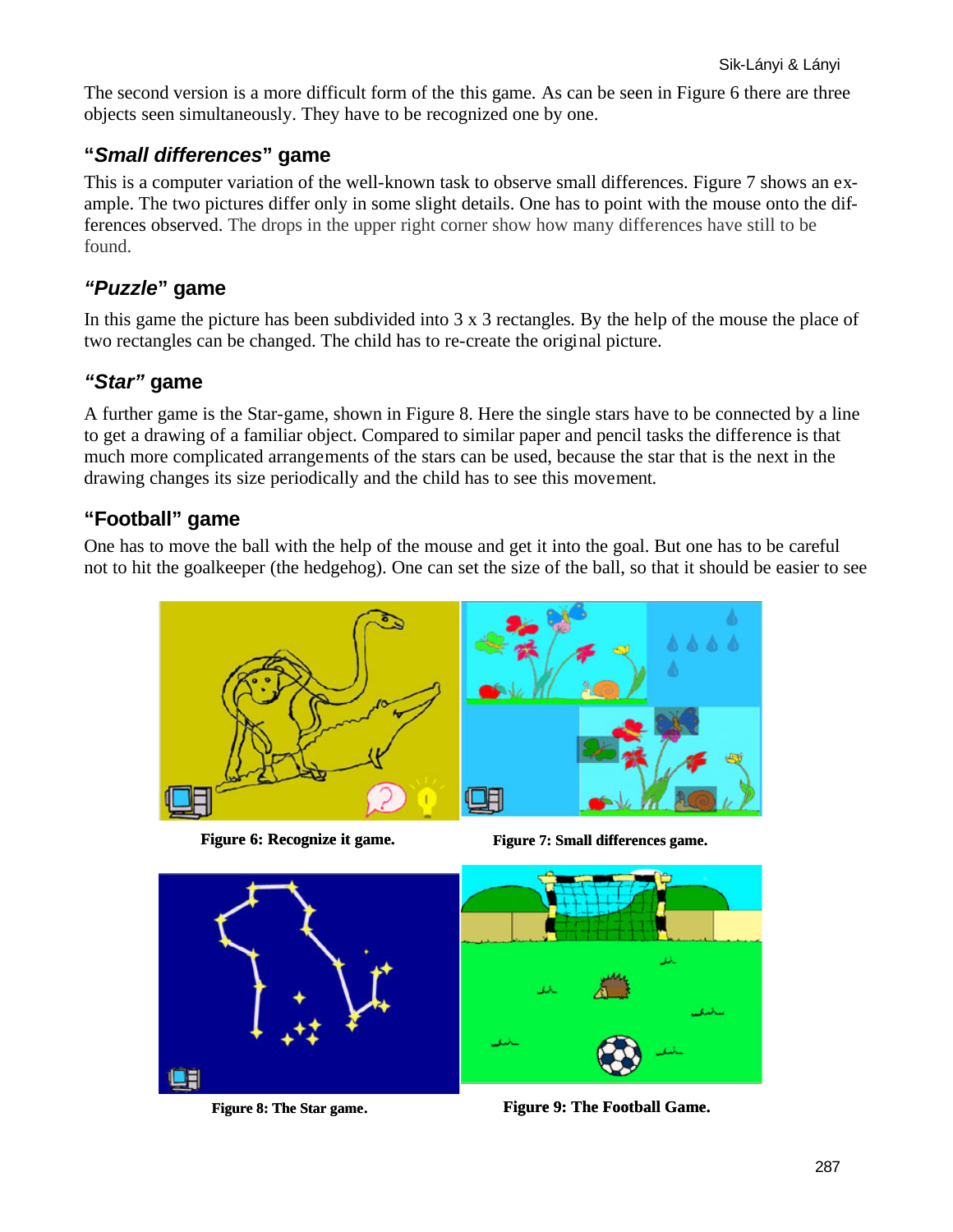The second version is a more difficult form of the this game. As can be seen in Figure 6 there are three objects seen simultaneously. They have to be recognized one by one.

### "*Small differences*" game

This is a computer variation of the well-known task to observe small differences. Figure 7 shows an example. The two pictures differ only in some slight details. One has to point with the mouse onto the differences observed. The drops in the upper right corner show how many differences have still to be found.

### *"Puzzle"* game

In this game the picture has been subdivided into 3 x 3 rectangles. By the help of the mouse the place of two rectangles can be changed. The child has to re-create the original picture.

### *"Star"* game

A further game is the Star-game, shown in Figure 8. Here the single stars have to be connected by a line to get a drawing of a familiar object. Compared to similar paper and pencil tasks the difference is that much more complicated arrangements of the stars can be used, because the star that is the next in the drawing changes its size periodically and the child has to see this movement.

### "Football" game

One has to move the ball with the help of the mouse and get it into the goal. But one has to be careful not to hit the goalkeeper (the hedgehog). One can set the size of the ball, so that it should be easier to see

**Figure 6: Recognize it game.**

**Figure 7: Small differences game.**

**Figure 8: The Star game.**

**Figure 9: The Football Game.**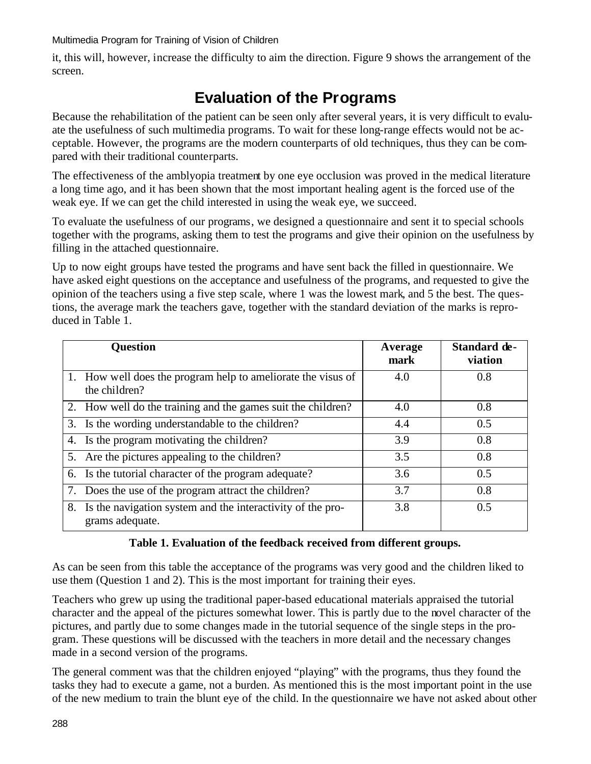it, this will, however, increase the difficulty to aim the direction. Figure 9 shows the arrangement of the screen.

## Evaluation of the Programs

Because the rehabilitation of the patient can be seen only after several years, it is very difficult to evaluate the usefulness of such multimedia programs. To wait for these long-range effects would not be acceptable. However, the programs are the modern counterparts of old techniques, thus they can be compared with their traditional counterparts.

The effectiveness of the amblyopia treatment by one eye occlusion was proved in the medical literature a long time ago, and it has been shown that the most important healing agent is the forced use of the weak eye. If we can get the child interested in using the weak eye, we succeed.

To evaluate the usefulness of our programs, we designed a questionnaire and sent it to special schools together with the programs, asking them to test the programs and give their opinion on the usefulness by filling in the attached questionnaire.

Up to now eight groups have tested the programs and have sent back the filled in questionnaire. We have asked eight questions on the acceptance and usefulness of the programs, and requested to give the opinion of the teachers using a five step scale, where 1 was the lowest mark, and 5 the best. The questions, the average mark the teachers gave, together with the standard deviation of the marks is reproduced in Table 1.

| Question | Average mark | Standard deviation |
|---|---|---|
| 1. How well does the program help to ameliorate the visus of the children? | 4.0 | 0.8 |
| 2. How well do the training and the games suit the children? | 4.0 | 0.8 |
| 3. Is the wording understandable to the children? | 4.4 | 0.5 |
| 4. Is the program motivating the children? | 3.9 | 0.8 |
| 5. Are the pictures appealing to the children? | 3.5 | 0.8 |
| 6. Is the tutorial character of the program adequate? | 3.6 | 0.5 |
| 7. Does the use of the program attract the children? | 3.7 | 0.8 |
| 8. Is the navigation system and the interactivity of the programs adequate. | 3.8 | 0.5 |

**Table 1. Evaluation of the feedback received from different groups.**

As can be seen from this table the acceptance of the programs was very good and the children liked to use them (Question 1 and 2). This is the most important for training their eyes.

Teachers who grew up using the traditional paper-based educational materials appraised the tutorial character and the appeal of the pictures somewhat lower. This is partly due to the novel character of the pictures, and partly due to some changes made in the tutorial sequence of the single steps in the program. These questions will be discussed with the teachers in more detail and the necessary changes made in a second version of the programs.

The general comment was that the children enjoyed "playing" with the programs, thus they found the tasks they had to execute a game, not a burden. As mentioned this is the most important point in the use of the new medium to train the blunt eye of the child. In the questionnaire we have not asked about other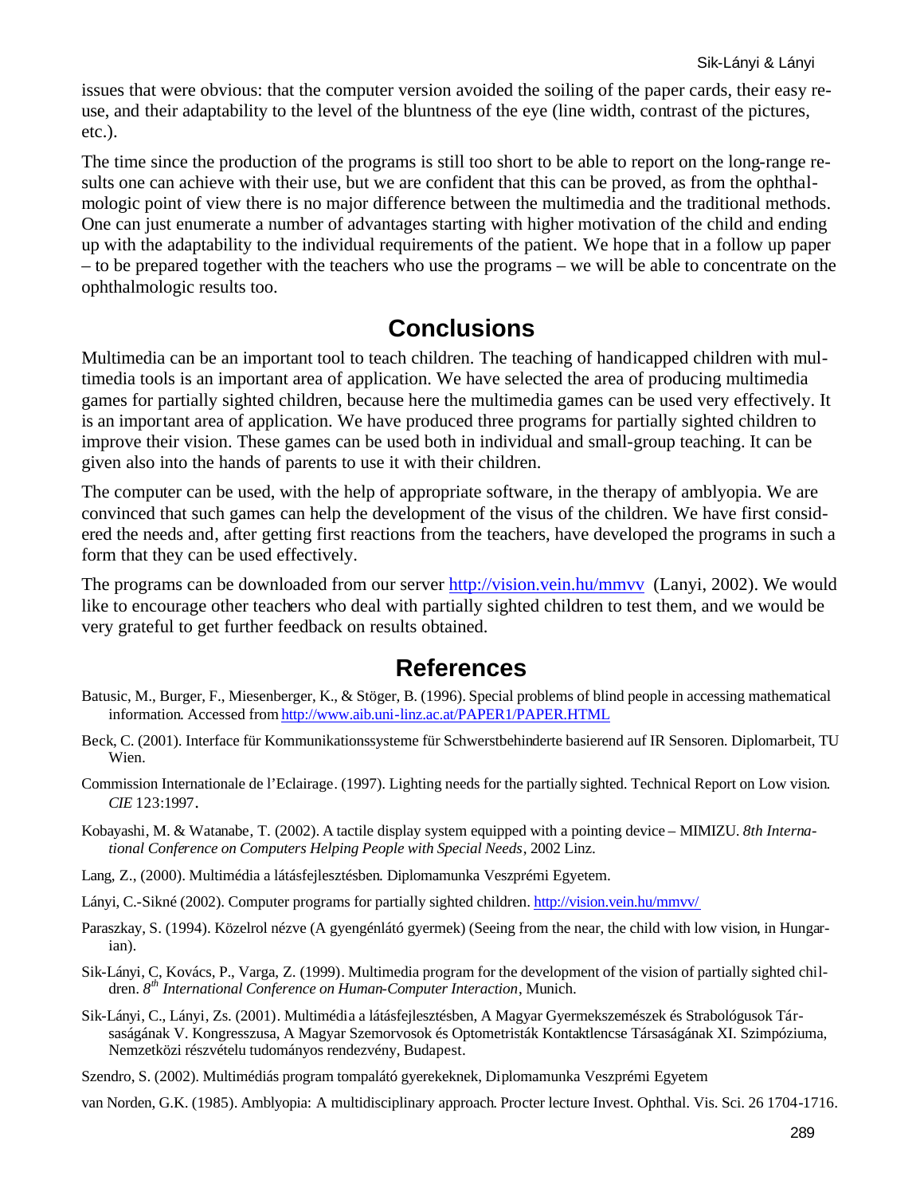issues that were obvious: that the computer version avoided the soiling of the paper cards, their easy re-use, and their adaptability to the level of the bluntness of the eye (line width, contrast of the pictures, etc.).

The time since the production of the programs is still too short to be able to report on the long-range results one can achieve with their use, but we are confident that this can be proved, as from the ophthalmologic point of view there is no major difference between the multimedia and the traditional methods. One can just enumerate a number of advantages starting with higher motivation of the child and ending up with the adaptability to the individual requirements of the patient. We hope that in a follow up paper – to be prepared together with the teachers who use the programs – we will be able to concentrate on the ophthalmologic results too.

## Conclusions

Multimedia can be an important tool to teach children. The teaching of handicapped children with multimedia tools is an important area of application. We have selected the area of producing multimedia games for partially sighted children, because here the multimedia games can be used very effectively. It is an important area of application. We have produced three programs for partially sighted children to improve their vision. These games can be used both in individual and small-group teaching. It can be given also into the hands of parents to use it with their children.

The computer can be used, with the help of appropriate software, in the therapy of amblyopia. We are convinced that such games can help the development of the visus of the children. We have first considered the needs and, after getting first reactions from the teachers, have developed the programs in such a form that they can be used effectively.

The programs can be downloaded from our server http://vision.vein.hu/mmvv (Lanyi, 2002). We would like to encourage other teachers who deal with partially sighted children to test them, and we would be very grateful to get further feedback on results obtained.

## References

Batusic, M., Burger, F., Miesenberger, K., & Stöger, B. (1996). Special problems of blind people in accessing mathematical information. Accessed from http://www.aib.uni-linz.ac.at/PAPER1/PAPER.HTML

Beck, C. (2001). Interface für Kommunikationssysteme für Schwerstbehinderte basierend auf IR Sensoren. Diplomarbeit, TU Wien.

Commission Internationale de l'Eclairage. (1997). Lighting needs for the partially sighted. Technical Report on Low vision. *CIE* 123:1997.

Kobayashi, M. & Watanabe, T. (2002). A tactile display system equipped with a pointing device – MIMIZU. *8th International Conference on Computers Helping People with Special Needs*, 2002 Linz.

Lang, Z., (2000). Multimédia a látásfejlesztésben. Diplomamunka Veszprémi Egyetem.

Lányi, C.-Sikné (2002). Computer programs for partially sighted children. http://vision.vein.hu/mmvv/

Paraszkay, S. (1994). Közelrol nézve (A gyengénlátó gyermek) (Seeing from the near, the child with low vision, in Hungarian).

Sik-Lányi, C, Kovács, P., Varga, Z. (1999). Multimedia program for the development of the vision of partially sighted children. *8th International Conference on Human-Computer Interaction*, Munich.

Sik-Lányi, C., Lányi, Zs. (2001). Multimédia a látásfejlesztésben, A Magyar Gyermekszemészek és Strabológusok Társaságának V. Kongresszusa, A Magyar Szemorvosok és Optometristák Kontaktlencse Társaságának XI. Szimpóziuma, Nemzetközi részvételu tudományos rendezvény, Budapest.

Szendro, S. (2002). Multimédiás program tompalátó gyerekeknek, Diplomamunka Veszprémi Egyetem

van Norden, G.K. (1985). Amblyopia: A multidisciplinary approach. Procter lecture Invest. Ophthal. Vis. Sci. 26 1704-1716.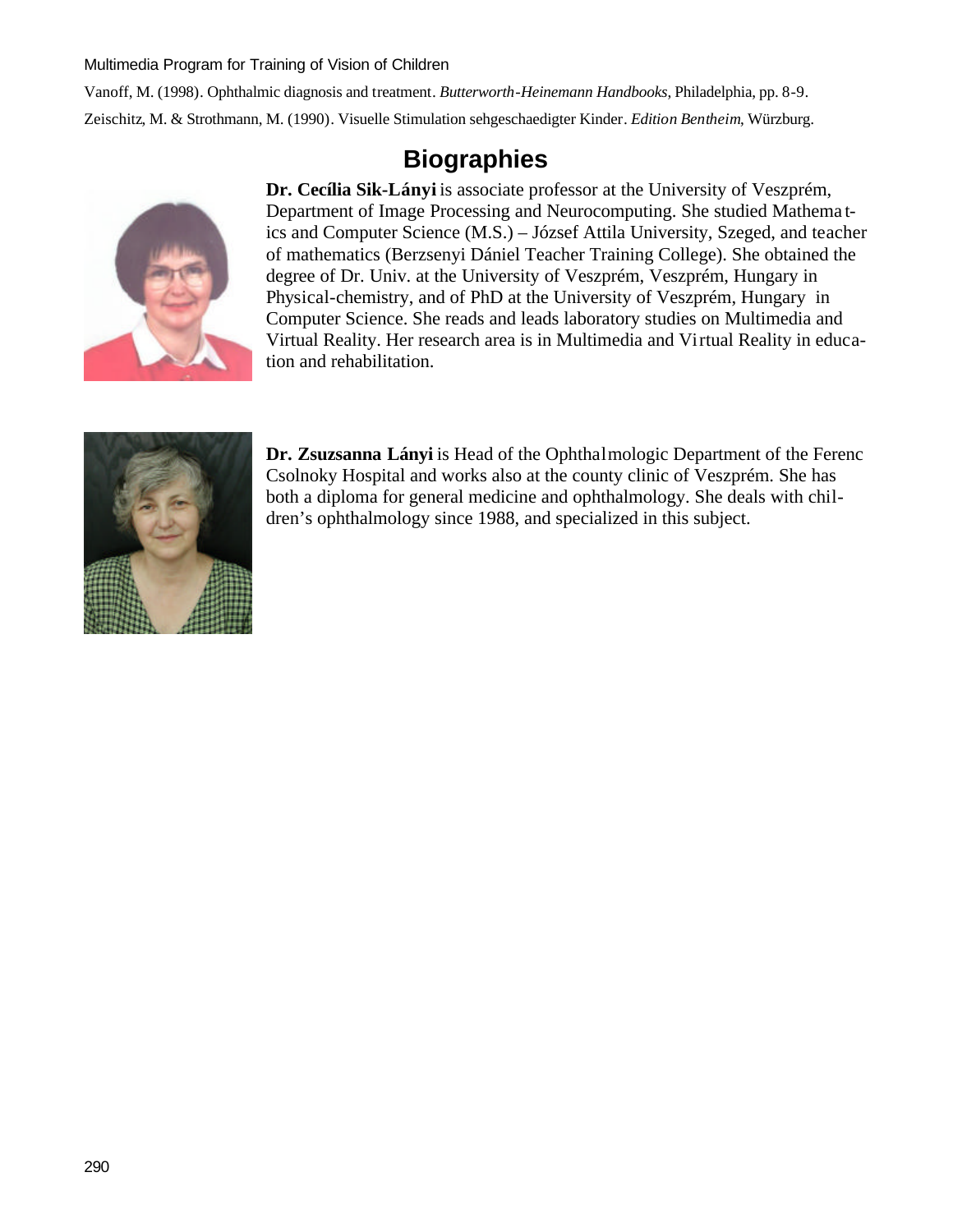Vanoff, M. (1998). Ophthalmic diagnosis and treatment. *Butterworth-Heinemann Handbooks*, Philadelphia, pp. 8-9.

Zeischitz, M. & Strothmann, M. (1990). Visuelle Stimulation sehgeschaedigter Kinder. *Edition Bentheim*, Würzburg.

# Biographies

**Dr. Cecília Sik-Lányi** is associate professor at the University of Veszprém, Department of Image Processing and Neurocomputing. She studied Mathematics and Computer Science (M.S.) – József Attila University, Szeged, and teacher of mathematics (Berzsenyi Dániel Teacher Training College). She obtained the degree of Dr. Univ. at the University of Veszprém, Veszprém, Hungary in Physical-chemistry, and of PhD at the University of Veszprém, Hungary in Computer Science. She reads and leads laboratory studies on Multimedia and Virtual Reality. Her research area is in Multimedia and Virtual Reality in education and rehabilitation.

**Dr. Zsuzsanna Lányi** is Head of the Ophthalmologic Department of the Ferenc Csolnoky Hospital and works also at the county clinic of Veszprém. She has both a diploma for general medicine and ophthalmology. She deals with children's ophthalmology since 1988, and specialized in this subject.